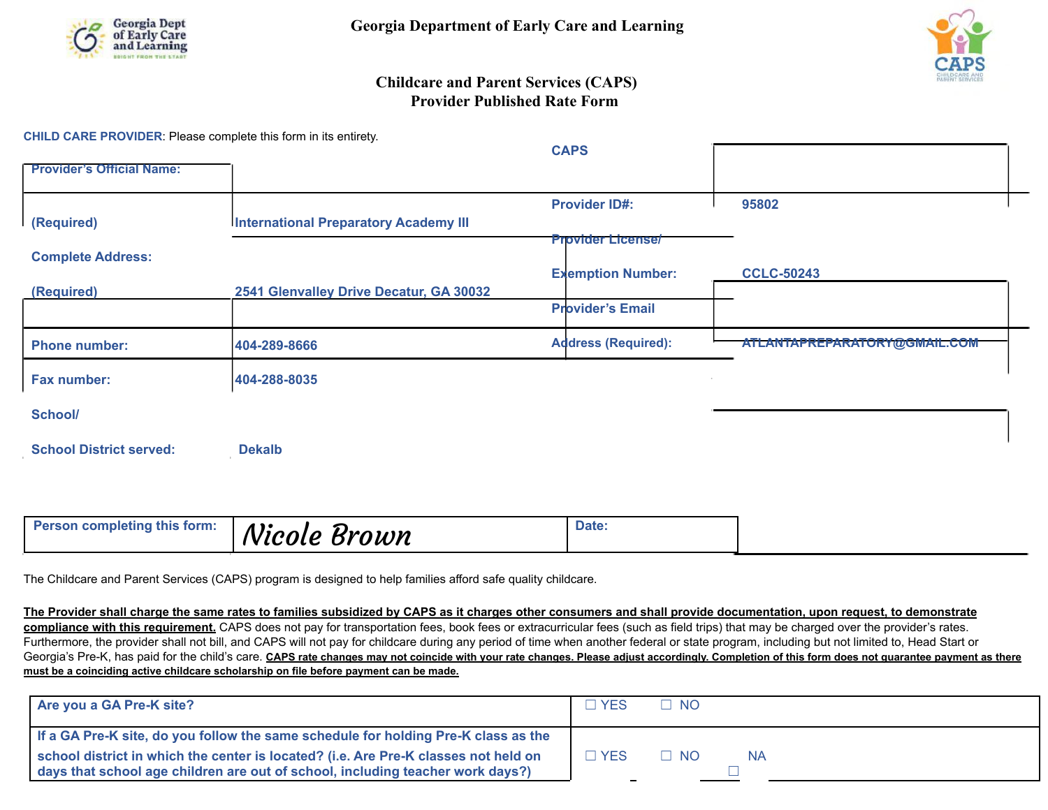# Georgia Department of Early Care and Learning

## Childcare and Parent Services (CAPS)
## Provider Published Rate Form

**CHILD CARE PROVIDER**: Please complete this form in its entirety.

| | | | |
|---|---|---|---|
| **Provider's Official Name: (Required)** | **International Preparatory Academy III** | **CAPS Provider ID#:** | **95802** |
| **Complete Address: (Required)** | **2541 Glenvalley Drive Decatur, GA 30032** | **Provider License/ Exemption Number:** | **CCLC-50243** |
| **Phone number:** | **404-289-8666** | **Provider's Email Address (Required):** | **ATLANTAPREPARATORY@GMAIL.COM** |
| **Fax number:** | **404-288-8035** | | |
| **School/ School District served:** | **Dekalb** | | |

| | | | |
|---|---|---|---|
| **Person completing this form:** | *Nicole Brown* | **Date:** | |

The Childcare and Parent Services (CAPS) program is designed to help families afford safe quality childcare.

**The Provider shall charge the same rates to families subsidized by CAPS as it charges other consumers and shall provide documentation, upon request, to demonstrate compliance with this requirement.** CAPS does not pay for transportation fees, book fees or extracurricular fees (such as field trips) that may be charged over the provider's rates. Furthermore, the provider shall not bill, and CAPS will not pay for childcare during any period of time when another federal or state program, including but not limited to, Head Start or Georgia's Pre-K, has paid for the child's care. **CAPS rate changes may not coincide with your rate changes. Please adjust accordingly. Completion of this form does not guarantee payment as there must be a coinciding active childcare scholarship on file before payment can be made.**

| | |
|---|---|
| **Are you a GA Pre-K site?** | ☐ YES ☐ NO |
| **If a GA Pre-K site, do you follow the same schedule for holding Pre-K class as the school district in which the center is located? (i.e. Are Pre-K classes not held on days that school age children are out of school, including teacher work days?)** | ☐ YES ☐ NO ☐ NA |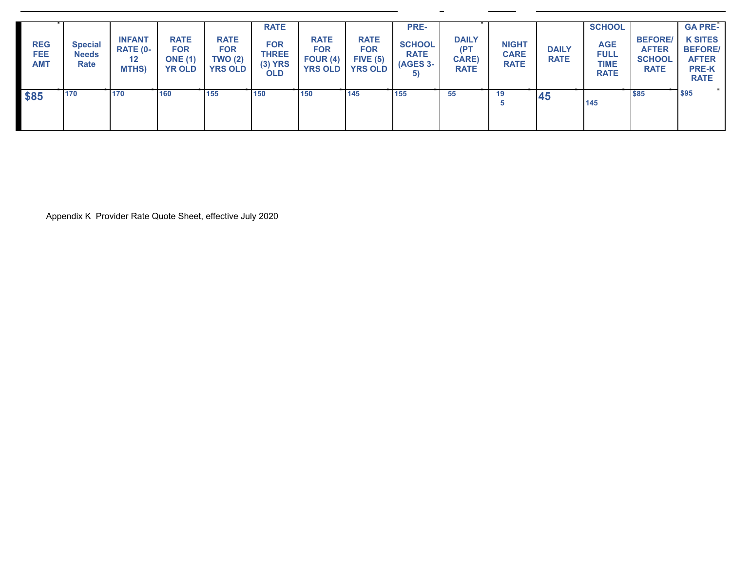| REG FEE AMT | Special Needs Rate | INFANT RATE (0-12 MTHS) | RATE FOR ONE (1) YR OLD | RATE FOR TWO (2) YRS OLD | RATE FOR THREE (3) YRS OLD | RATE FOR FOUR (4) YRS OLD | RATE FOR FIVE (5) YRS OLD | PRE-SCHOOL RATE (AGES 3-5) | DAILY (PT CARE) RATE | NIGHT CARE RATE | DAILY RATE | SCHOOL AGE FULL TIME RATE | BEFORE/ AFTER SCHOOL RATE | GA PRE-K SITES BEFORE/ AFTER PRE-K RATE |
|---|---|---|---|---|---|---|---|---|---|---|---|---|---|---|
| $85 | 170 | 170 | 160 | 155 | 150 | 150 | 145 | 155 | 55 | 195 | 45 | 145 | $85 | $95 |

Appendix K Provider Rate Quote Sheet, effective July 2020